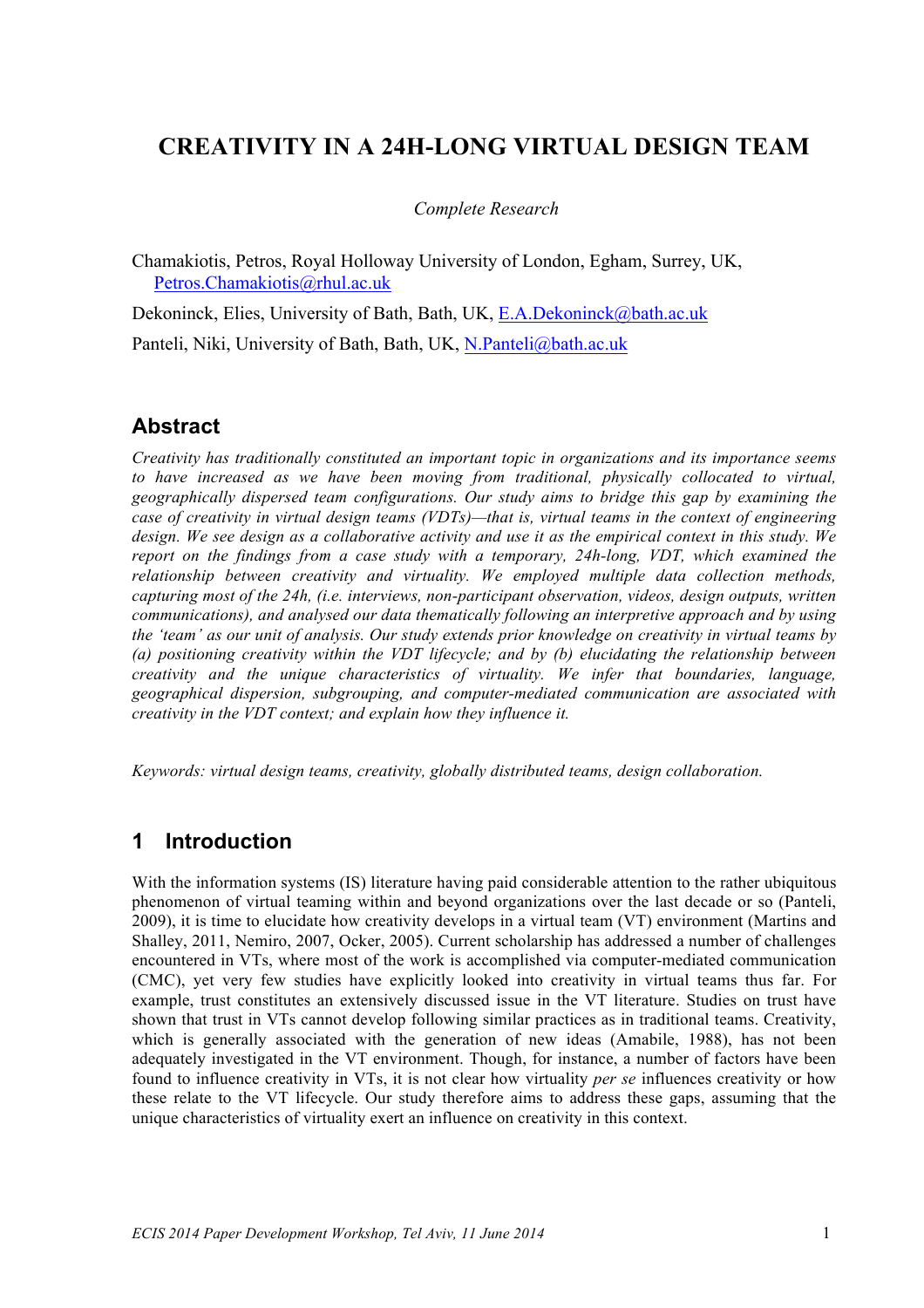# CREATIVITY IN A 24H-LONG VIRTUAL DESIGN TEAM

*Complete Research*

Chamakiotis, Petros, Royal Holloway University of London, Egham, Surrey, UK, Petros.Chamakiotis@rhul.ac.uk

Dekoninck, Elies, University of Bath, Bath, UK, E.A.Dekoninck@bath.ac.uk

Panteli, Niki, University of Bath, Bath, UK, N.Panteli@bath.ac.uk

## Abstract

*Creativity has traditionally constituted an important topic in organizations and its importance seems to have increased as we have been moving from traditional, physically collocated to virtual, geographically dispersed team configurations. Our study aims to bridge this gap by examining the case of creativity in virtual design teams (VDTs)—that is, virtual teams in the context of engineering design. We see design as a collaborative activity and use it as the empirical context in this study. We report on the findings from a case study with a temporary, 24h-long, VDT, which examined the relationship between creativity and virtuality. We employed multiple data collection methods, capturing most of the 24h, (i.e. interviews, non-participant observation, videos, design outputs, written communications), and analysed our data thematically following an interpretive approach and by using the 'team' as our unit of analysis. Our study extends prior knowledge on creativity in virtual teams by (a) positioning creativity within the VDT lifecycle; and by (b) elucidating the relationship between creativity and the unique characteristics of virtuality. We infer that boundaries, language, geographical dispersion, subgrouping, and computer-mediated communication are associated with creativity in the VDT context; and explain how they influence it.*

*Keywords: virtual design teams, creativity, globally distributed teams, design collaboration.*

## 1 Introduction

With the information systems (IS) literature having paid considerable attention to the rather ubiquitous phenomenon of virtual teaming within and beyond organizations over the last decade or so (Panteli, 2009), it is time to elucidate how creativity develops in a virtual team (VT) environment (Martins and Shalley, 2011, Nemiro, 2007, Ocker, 2005). Current scholarship has addressed a number of challenges encountered in VTs, where most of the work is accomplished via computer-mediated communication (CMC), yet very few studies have explicitly looked into creativity in virtual teams thus far. For example, trust constitutes an extensively discussed issue in the VT literature. Studies on trust have shown that trust in VTs cannot develop following similar practices as in traditional teams. Creativity, which is generally associated with the generation of new ideas (Amabile, 1988), has not been adequately investigated in the VT environment. Though, for instance, a number of factors have been found to influence creativity in VTs, it is not clear how virtuality *per se* influences creativity or how these relate to the VT lifecycle. Our study therefore aims to address these gaps, assuming that the unique characteristics of virtuality exert an influence on creativity in this context.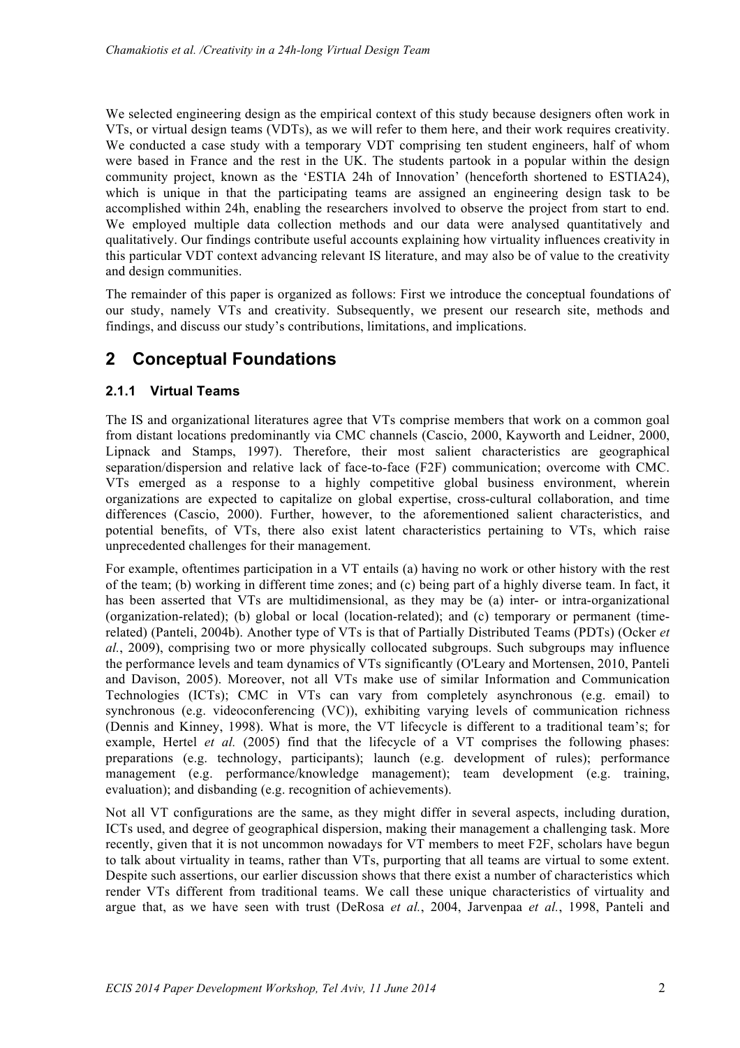We selected engineering design as the empirical context of this study because designers often work in VTs, or virtual design teams (VDTs), as we will refer to them here, and their work requires creativity. We conducted a case study with a temporary VDT comprising ten student engineers, half of whom were based in France and the rest in the UK. The students partook in a popular within the design community project, known as the 'ESTIA 24h of Innovation' (henceforth shortened to ESTIA24), which is unique in that the participating teams are assigned an engineering design task to be accomplished within 24h, enabling the researchers involved to observe the project from start to end. We employed multiple data collection methods and our data were analysed quantitatively and qualitatively. Our findings contribute useful accounts explaining how virtuality influences creativity in this particular VDT context advancing relevant IS literature, and may also be of value to the creativity and design communities.

The remainder of this paper is organized as follows: First we introduce the conceptual foundations of our study, namely VTs and creativity. Subsequently, we present our research site, methods and findings, and discuss our study's contributions, limitations, and implications.

## 2 Conceptual Foundations

### 2.1.1 Virtual Teams

The IS and organizational literatures agree that VTs comprise members that work on a common goal from distant locations predominantly via CMC channels (Cascio, 2000, Kayworth and Leidner, 2000, Lipnack and Stamps, 1997). Therefore, their most salient characteristics are geographical separation/dispersion and relative lack of face-to-face (F2F) communication; overcome with CMC. VTs emerged as a response to a highly competitive global business environment, wherein organizations are expected to capitalize on global expertise, cross-cultural collaboration, and time differences (Cascio, 2000). Further, however, to the aforementioned salient characteristics, and potential benefits, of VTs, there also exist latent characteristics pertaining to VTs, which raise unprecedented challenges for their management.

For example, oftentimes participation in a VT entails (a) having no work or other history with the rest of the team; (b) working in different time zones; and (c) being part of a highly diverse team. In fact, it has been asserted that VTs are multidimensional, as they may be (a) inter- or intra-organizational (organization-related); (b) global or local (location-related); and (c) temporary or permanent (time-related) (Panteli, 2004b). Another type of VTs is that of Partially Distributed Teams (PDTs) (Ocker *et al.*, 2009), comprising two or more physically collocated subgroups. Such subgroups may influence the performance levels and team dynamics of VTs significantly (O'Leary and Mortensen, 2010, Panteli and Davison, 2005). Moreover, not all VTs make use of similar Information and Communication Technologies (ICTs); CMC in VTs can vary from completely asynchronous (e.g. email) to synchronous (e.g. videoconferencing (VC)), exhibiting varying levels of communication richness (Dennis and Kinney, 1998). What is more, the VT lifecycle is different to a traditional team's; for example, Hertel *et al.* (2005) find that the lifecycle of a VT comprises the following phases: preparations (e.g. technology, participants); launch (e.g. development of rules); performance management (e.g. performance/knowledge management); team development (e.g. training, evaluation); and disbanding (e.g. recognition of achievements).

Not all VT configurations are the same, as they might differ in several aspects, including duration, ICTs used, and degree of geographical dispersion, making their management a challenging task. More recently, given that it is not uncommon nowadays for VT members to meet F2F, scholars have begun to talk about virtuality in teams, rather than VTs, purporting that all teams are virtual to some extent. Despite such assertions, our earlier discussion shows that there exist a number of characteristics which render VTs different from traditional teams. We call these unique characteristics of virtuality and argue that, as we have seen with trust (DeRosa *et al.*, 2004, Jarvenpaa *et al.*, 1998, Panteli and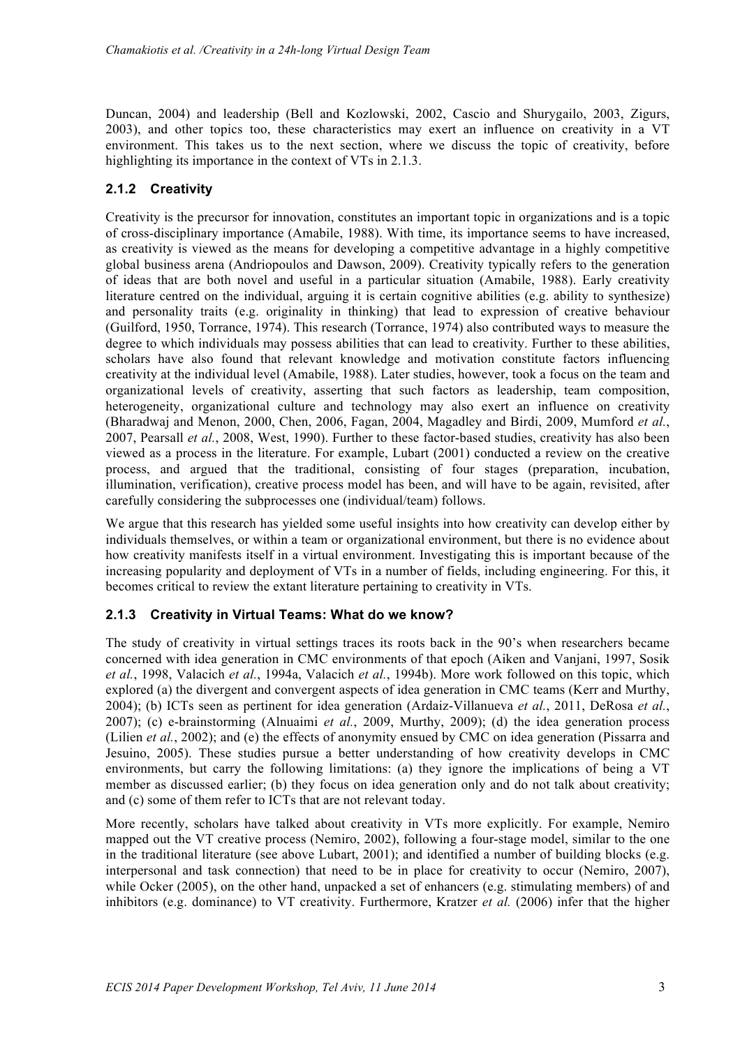Duncan, 2004) and leadership (Bell and Kozlowski, 2002, Cascio and Shurygailo, 2003, Zigurs, 2003), and other topics too, these characteristics may exert an influence on creativity in a VT environment. This takes us to the next section, where we discuss the topic of creativity, before highlighting its importance in the context of VTs in 2.1.3.

### 2.1.2 Creativity

Creativity is the precursor for innovation, constitutes an important topic in organizations and is a topic of cross-disciplinary importance (Amabile, 1988). With time, its importance seems to have increased, as creativity is viewed as the means for developing a competitive advantage in a highly competitive global business arena (Andriopoulos and Dawson, 2009). Creativity typically refers to the generation of ideas that are both novel and useful in a particular situation (Amabile, 1988). Early creativity literature centred on the individual, arguing it is certain cognitive abilities (e.g. ability to synthesize) and personality traits (e.g. originality in thinking) that lead to expression of creative behaviour (Guilford, 1950, Torrance, 1974). This research (Torrance, 1974) also contributed ways to measure the degree to which individuals may possess abilities that can lead to creativity. Further to these abilities, scholars have also found that relevant knowledge and motivation constitute factors influencing creativity at the individual level (Amabile, 1988). Later studies, however, took a focus on the team and organizational levels of creativity, asserting that such factors as leadership, team composition, heterogeneity, organizational culture and technology may also exert an influence on creativity (Bharadwaj and Menon, 2000, Chen, 2006, Fagan, 2004, Magadley and Birdi, 2009, Mumford *et al.*, 2007, Pearsall *et al.*, 2008, West, 1990). Further to these factor-based studies, creativity has also been viewed as a process in the literature. For example, Lubart (2001) conducted a review on the creative process, and argued that the traditional, consisting of four stages (preparation, incubation, illumination, verification), creative process model has been, and will have to be again, revisited, after carefully considering the subprocesses one (individual/team) follows.

We argue that this research has yielded some useful insights into how creativity can develop either by individuals themselves, or within a team or organizational environment, but there is no evidence about how creativity manifests itself in a virtual environment. Investigating this is important because of the increasing popularity and deployment of VTs in a number of fields, including engineering. For this, it becomes critical to review the extant literature pertaining to creativity in VTs.

### 2.1.3 Creativity in Virtual Teams: What do we know?

The study of creativity in virtual settings traces its roots back in the 90's when researchers became concerned with idea generation in CMC environments of that epoch (Aiken and Vanjani, 1997, Sosik *et al.*, 1998, Valacich *et al.*, 1994a, Valacich *et al.*, 1994b). More work followed on this topic, which explored (a) the divergent and convergent aspects of idea generation in CMC teams (Kerr and Murthy, 2004); (b) ICTs seen as pertinent for idea generation (Ardaiz-Villanueva *et al.*, 2011, DeRosa *et al.*, 2007); (c) e-brainstorming (Alnuaimi *et al.*, 2009, Murthy, 2009); (d) the idea generation process (Lilien *et al.*, 2002); and (e) the effects of anonymity ensued by CMC on idea generation (Pissarra and Jesuino, 2005). These studies pursue a better understanding of how creativity develops in CMC environments, but carry the following limitations: (a) they ignore the implications of being a VT member as discussed earlier; (b) they focus on idea generation only and do not talk about creativity; and (c) some of them refer to ICTs that are not relevant today.

More recently, scholars have talked about creativity in VTs more explicitly. For example, Nemiro mapped out the VT creative process (Nemiro, 2002), following a four-stage model, similar to the one in the traditional literature (see above Lubart, 2001); and identified a number of building blocks (e.g. interpersonal and task connection) that need to be in place for creativity to occur (Nemiro, 2007), while Ocker (2005), on the other hand, unpacked a set of enhancers (e.g. stimulating members) of and inhibitors (e.g. dominance) to VT creativity. Furthermore, Kratzer *et al.* (2006) infer that the higher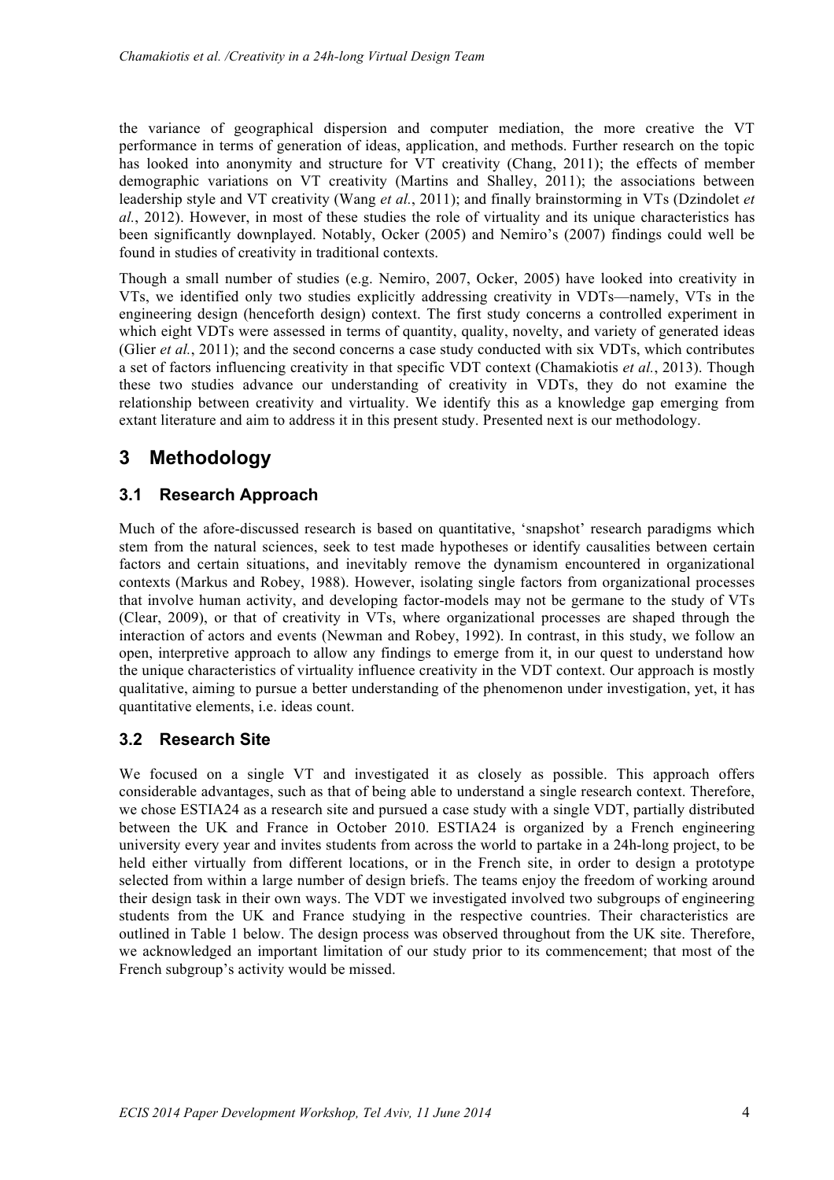the variance of geographical dispersion and computer mediation, the more creative the VT performance in terms of generation of ideas, application, and methods. Further research on the topic has looked into anonymity and structure for VT creativity (Chang, 2011); the effects of member demographic variations on VT creativity (Martins and Shalley, 2011); the associations between leadership style and VT creativity (Wang *et al.*, 2011); and finally brainstorming in VTs (Dzindolet *et al.*, 2012). However, in most of these studies the role of virtuality and its unique characteristics has been significantly downplayed. Notably, Ocker (2005) and Nemiro's (2007) findings could well be found in studies of creativity in traditional contexts.

Though a small number of studies (e.g. Nemiro, 2007, Ocker, 2005) have looked into creativity in VTs, we identified only two studies explicitly addressing creativity in VDTs—namely, VTs in the engineering design (henceforth design) context. The first study concerns a controlled experiment in which eight VDTs were assessed in terms of quantity, quality, novelty, and variety of generated ideas (Glier *et al.*, 2011); and the second concerns a case study conducted with six VDTs, which contributes a set of factors influencing creativity in that specific VDT context (Chamakiotis *et al.*, 2013). Though these two studies advance our understanding of creativity in VDTs, they do not examine the relationship between creativity and virtuality. We identify this as a knowledge gap emerging from extant literature and aim to address it in this present study. Presented next is our methodology.

# 3 Methodology

## 3.1 Research Approach

Much of the afore-discussed research is based on quantitative, 'snapshot' research paradigms which stem from the natural sciences, seek to test made hypotheses or identify causalities between certain factors and certain situations, and inevitably remove the dynamism encountered in organizational contexts (Markus and Robey, 1988). However, isolating single factors from organizational processes that involve human activity, and developing factor-models may not be germane to the study of VTs (Clear, 2009), or that of creativity in VTs, where organizational processes are shaped through the interaction of actors and events (Newman and Robey, 1992). In contrast, in this study, we follow an open, interpretive approach to allow any findings to emerge from it, in our quest to understand how the unique characteristics of virtuality influence creativity in the VDT context. Our approach is mostly qualitative, aiming to pursue a better understanding of the phenomenon under investigation, yet, it has quantitative elements, i.e. ideas count.

## 3.2 Research Site

We focused on a single VT and investigated it as closely as possible. This approach offers considerable advantages, such as that of being able to understand a single research context. Therefore, we chose ESTIA24 as a research site and pursued a case study with a single VDT, partially distributed between the UK and France in October 2010. ESTIA24 is organized by a French engineering university every year and invites students from across the world to partake in a 24h-long project, to be held either virtually from different locations, or in the French site, in order to design a prototype selected from within a large number of design briefs. The teams enjoy the freedom of working around their design task in their own ways. The VDT we investigated involved two subgroups of engineering students from the UK and France studying in the respective countries. Their characteristics are outlined in Table 1 below. The design process was observed throughout from the UK site. Therefore, we acknowledged an important limitation of our study prior to its commencement; that most of the French subgroup's activity would be missed.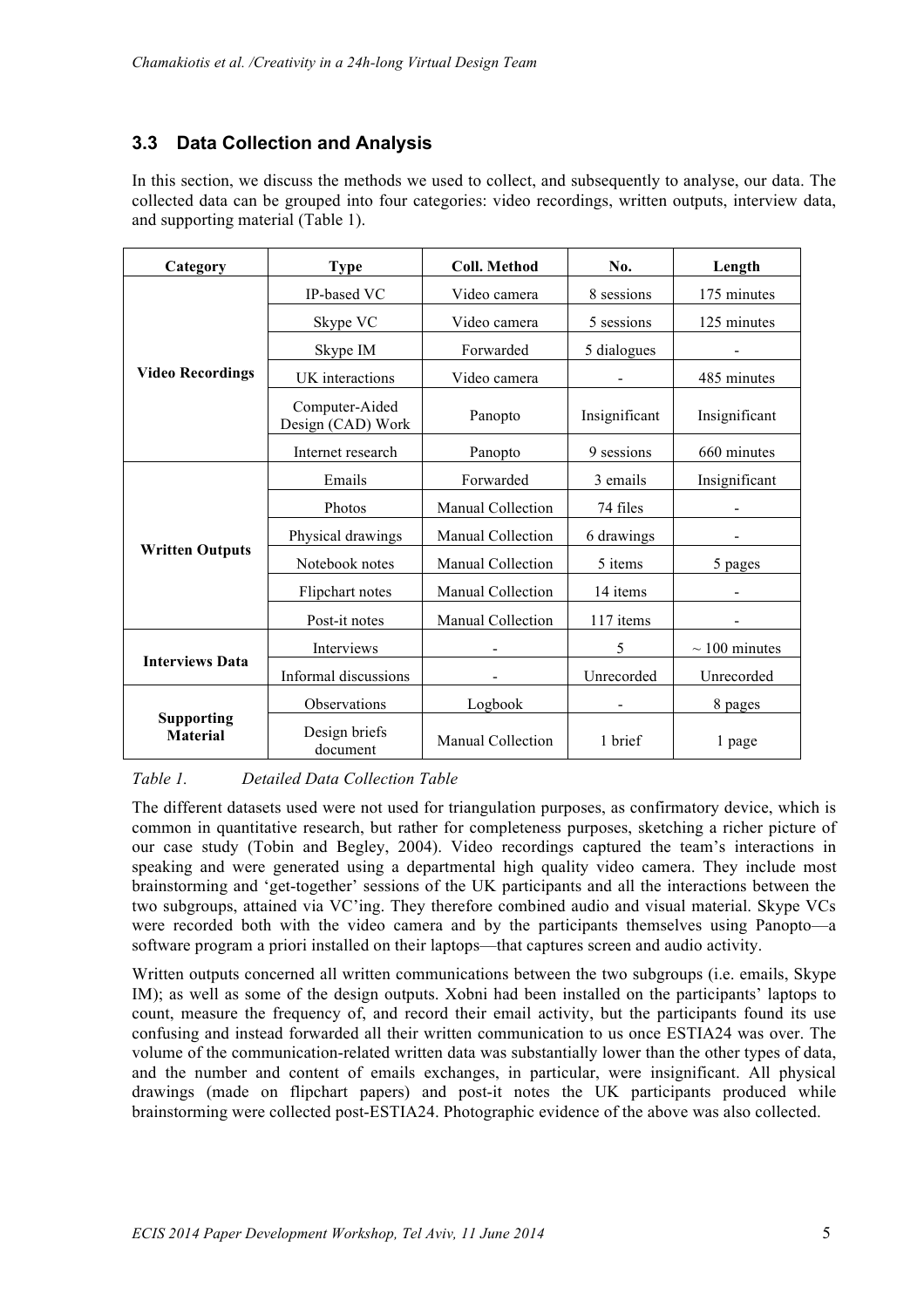## 3.3 Data Collection and Analysis

In this section, we discuss the methods we used to collect, and subsequently to analyse, our data. The collected data can be grouped into four categories: video recordings, written outputs, interview data, and supporting material (Table 1).

| Category | Type | Coll. Method | No. | Length |
|---|---|---|---|---|
| **Video Recordings** | IP-based VC | Video camera | 8 sessions | 175 minutes |
| | Skype VC | Video camera | 5 sessions | 125 minutes |
| | Skype IM | Forwarded | 5 dialogues | - |
| | UK interactions | Video camera | - | 485 minutes |
| | Computer-Aided Design (CAD) Work | Panopto | Insignificant | Insignificant |
| | Internet research | Panopto | 9 sessions | 660 minutes |
| **Written Outputs** | Emails | Forwarded | 3 emails | Insignificant |
| | Photos | Manual Collection | 74 files | - |
| | Physical drawings | Manual Collection | 6 drawings | - |
| | Notebook notes | Manual Collection | 5 items | 5 pages |
| | Flipchart notes | Manual Collection | 14 items | - |
| | Post-it notes | Manual Collection | 117 items | - |
| **Interviews Data** | Interviews | - | 5 | ~ 100 minutes |
| | Informal discussions | - | Unrecorded | Unrecorded |
| **Supporting Material** | Observations | Logbook | - | 8 pages |
| | Design briefs document | Manual Collection | 1 brief | 1 page |

*Table 1. Detailed Data Collection Table*

The different datasets used were not used for triangulation purposes, as confirmatory device, which is common in quantitative research, but rather for completeness purposes, sketching a richer picture of our case study (Tobin and Begley, 2004). Video recordings captured the team's interactions in speaking and were generated using a departmental high quality video camera. They include most brainstorming and 'get-together' sessions of the UK participants and all the interactions between the two subgroups, attained via VC'ing. They therefore combined audio and visual material. Skype VCs were recorded both with the video camera and by the participants themselves using Panopto—a software program a priori installed on their laptops—that captures screen and audio activity.

Written outputs concerned all written communications between the two subgroups (i.e. emails, Skype IM); as well as some of the design outputs. Xobni had been installed on the participants' laptops to count, measure the frequency of, and record their email activity, but the participants found its use confusing and instead forwarded all their written communication to us once ESTIA24 was over. The volume of the communication-related written data was substantially lower than the other types of data, and the number and content of emails exchanges, in particular, were insignificant. All physical drawings (made on flipchart papers) and post-it notes the UK participants produced while brainstorming were collected post-ESTIA24. Photographic evidence of the above was also collected.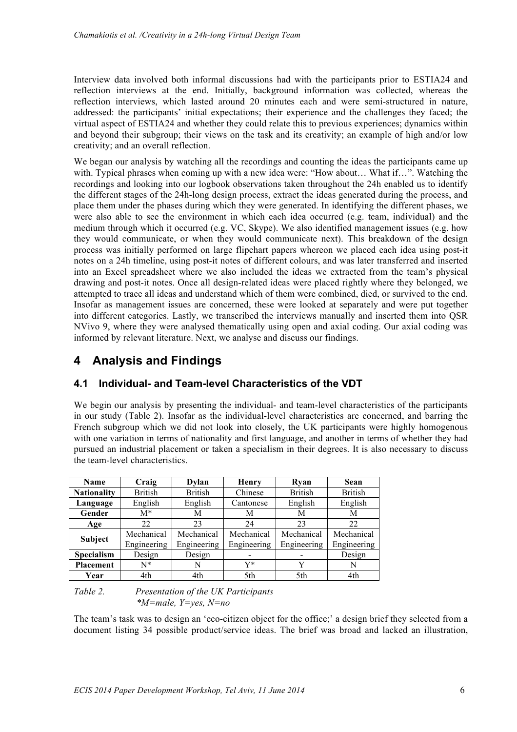Interview data involved both informal discussions had with the participants prior to ESTIA24 and reflection interviews at the end. Initially, background information was collected, whereas the reflection interviews, which lasted around 20 minutes each and were semi-structured in nature, addressed: the participants' initial expectations; their experience and the challenges they faced; the virtual aspect of ESTIA24 and whether they could relate this to previous experiences; dynamics within and beyond their subgroup; their views on the task and its creativity; an example of high and/or low creativity; and an overall reflection.

We began our analysis by watching all the recordings and counting the ideas the participants came up with. Typical phrases when coming up with a new idea were: "How about… What if…". Watching the recordings and looking into our logbook observations taken throughout the 24h enabled us to identify the different stages of the 24h-long design process, extract the ideas generated during the process, and place them under the phases during which they were generated. In identifying the different phases, we were also able to see the environment in which each idea occurred (e.g. team, individual) and the medium through which it occurred (e.g. VC, Skype). We also identified management issues (e.g. how they would communicate, or when they would communicate next). This breakdown of the design process was initially performed on large flipchart papers whereon we placed each idea using post-it notes on a 24h timeline, using post-it notes of different colours, and was later transferred and inserted into an Excel spreadsheet where we also included the ideas we extracted from the team's physical drawing and post-it notes. Once all design-related ideas were placed rightly where they belonged, we attempted to trace all ideas and understand which of them were combined, died, or survived to the end. Insofar as management issues are concerned, these were looked at separately and were put together into different categories. Lastly, we transcribed the interviews manually and inserted them into QSR NVivo 9, where they were analysed thematically using open and axial coding. Our axial coding was informed by relevant literature. Next, we analyse and discuss our findings.

# 4 Analysis and Findings

## 4.1 Individual- and Team-level Characteristics of the VDT

We begin our analysis by presenting the individual- and team-level characteristics of the participants in our study (Table 2). Insofar as the individual-level characteristics are concerned, and barring the French subgroup which we did not look into closely, the UK participants were highly homogenous with one variation in terms of nationality and first language, and another in terms of whether they had pursued an industrial placement or taken a specialism in their degrees. It is also necessary to discuss the team-level characteristics.

| Name | Craig | Dylan | Henry | Ryan | Sean |
|---|---|---|---|---|---|
| Nationality | British | British | Chinese | British | British |
| Language | English | English | Cantonese | English | English |
| Gender | M* | M | M | M | M |
| Age | 22 | 23 | 24 | 23 | 22 |
| Subject | Mechanical Engineering | Mechanical Engineering | Mechanical Engineering | Mechanical Engineering | Mechanical Engineering |
| Specialism | Design | Design | - | - | Design |
| Placement | N* | N | Y* | Y | N |
| Year | 4th | 4th | 5th | 5th | 4th |

*Table 2. Presentation of the UK Participants*
*\*M=male, Y=yes, N=no*

The team's task was to design an 'eco-citizen object for the office;' a design brief they selected from a document listing 34 possible product/service ideas. The brief was broad and lacked an illustration,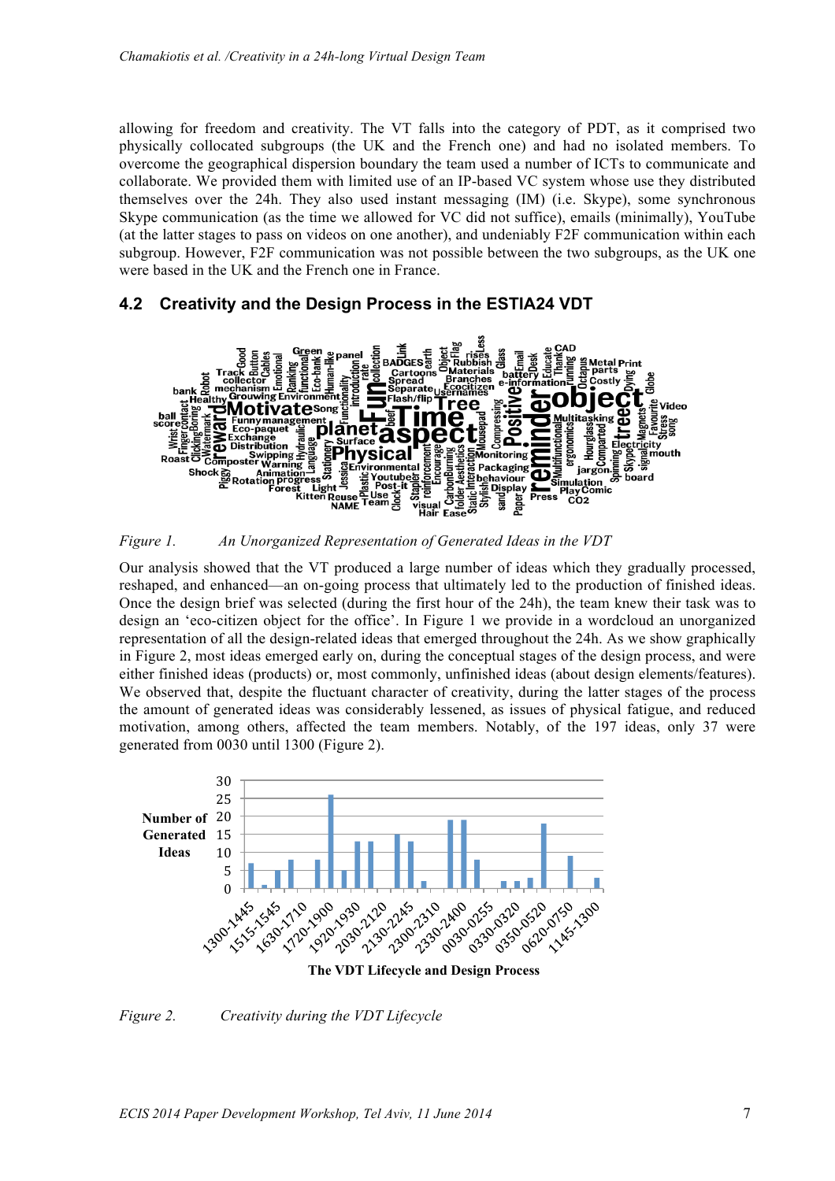allowing for freedom and creativity. The VT falls into the category of PDT, as it comprised two physically collocated subgroups (the UK and the French one) and had no isolated members. To overcome the geographical dispersion boundary the team used a number of ICTs to communicate and collaborate. We provided them with limited use of an IP-based VC system whose use they distributed themselves over the 24h. They also used instant messaging (IM) (i.e. Skype), some synchronous Skype communication (as the time we allowed for VC did not suffice), emails (minimally), YouTube (at the latter stages to pass on videos on one another), and undeniably F2F communication within each subgroup. However, F2F communication was not possible between the two subgroups, as the UK one were based in the UK and the French one in France.

## 4.2 Creativity and the Design Process in the ESTIA24 VDT

*Figure 1.* *An Unorganized Representation of Generated Ideas in the VDT*

Our analysis showed that the VT produced a large number of ideas which they gradually processed, reshaped, and enhanced—an on-going process that ultimately led to the production of finished ideas. Once the design brief was selected (during the first hour of the 24h), the team knew their task was to design an 'eco-citizen object for the office'. In Figure 1 we provide in a wordcloud an unorganized representation of all the design-related ideas that emerged throughout the 24h. As we show graphically in Figure 2, most ideas emerged early on, during the conceptual stages of the design process, and were either finished ideas (products) or, most commonly, unfinished ideas (about design elements/features). We observed that, despite the fluctuant character of creativity, during the latter stages of the process the amount of generated ideas was considerably lessened, as issues of physical fatigue, and reduced motivation, among others, affected the team members. Notably, of the 197 ideas, only 37 were generated from 0030 until 1300 (Figure 2).

*Figure 2.* *Creativity during the VDT Lifecycle*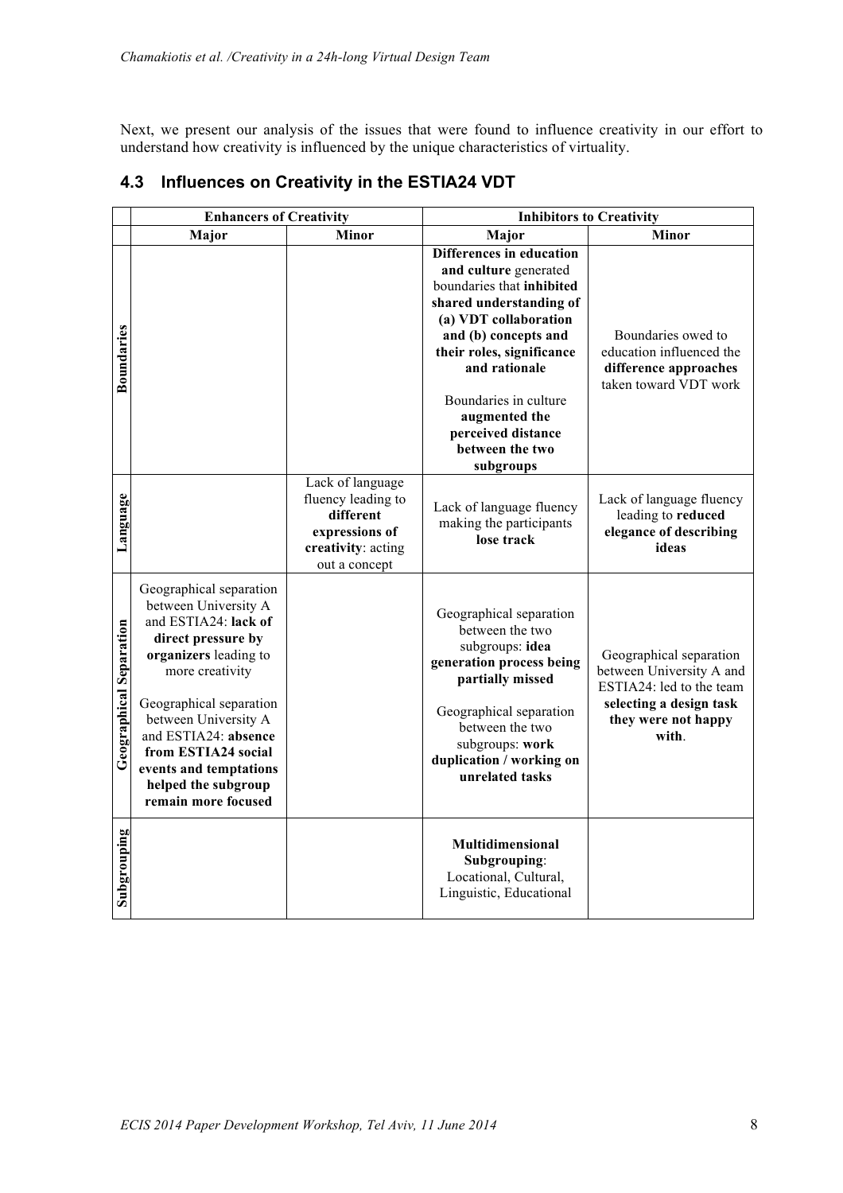Next, we present our analysis of the issues that were found to influence creativity in our effort to understand how creativity is influenced by the unique characteristics of virtuality.

## 4.3 Influences on Creativity in the ESTIA24 VDT

| | Enhancers of Creativity | | Inhibitors to Creativity | |
|---|---|---|---|---|
| | **Major** | **Minor** | **Major** | **Minor** |
| **Boundaries** | | | **Differences in education and culture** generated boundaries that **inhibited shared understanding of (a) VDT collaboration and (b) concepts and their roles, significance and rationale**<br><br>Boundaries in culture **augmented the perceived distance between the two subgroups** | Boundaries owed to education influenced the **difference approaches** taken toward VDT work |
| **Language** | | Lack of language fluency leading to **different expressions of creativity**: acting out a concept | Lack of language fluency making the participants **lose track** | Lack of language fluency leading to **reduced elegance of describing ideas** |
| **Geographical Separation** | Geographical separation between University A and ESTIA24: **lack of direct pressure by organizers** leading to more creativity<br><br>Geographical separation between University A and ESTIA24: **absence from ESTIA24 social events and temptations helped the subgroup remain more focused** | | Geographical separation between the two subgroups: **idea generation process being partially missed**<br><br>Geographical separation between the two subgroups: **work duplication / working on unrelated tasks** | Geographical separation between University A and ESTIA24: led to the team **selecting a design task they were not happy with**. |
| **Subgrouping** | | | **Multidimensional Subgrouping**: Locational, Cultural, Linguistic, Educational | |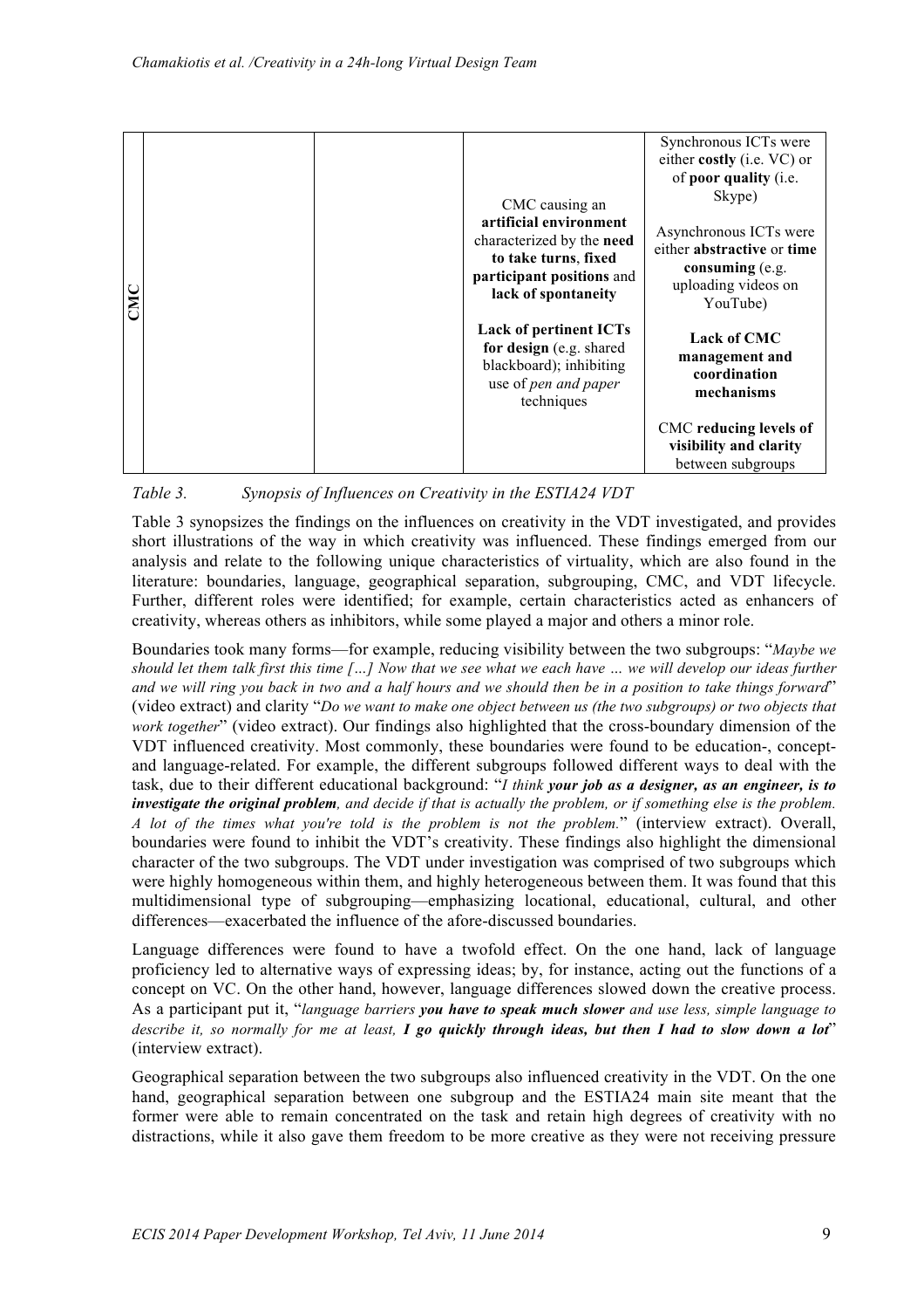| | | | | |
|---|---|---|---|---|
| **CMC** | | | CMC causing an **artificial environment** characterized by the **need to take turns**, **fixed participant positions** and **lack of spontaneity**<br><br>**Lack of pertinent ICTs for design** (e.g. shared blackboard); inhibiting use of *pen and paper* techniques | Synchronous ICTs were either **costly** (i.e. VC) or of **poor quality** (i.e. Skype)<br><br>Asynchronous ICTs were either **abstractive** or **time consuming** (e.g. uploading videos on YouTube)<br><br>**Lack of CMC management and coordination mechanisms**<br><br>CMC **reducing levels of visibility and clarity** between subgroups |

*Table 3. Synopsis of Influences on Creativity in the ESTIA24 VDT*

Table 3 synopsizes the findings on the influences on creativity in the VDT investigated, and provides short illustrations of the way in which creativity was influenced. These findings emerged from our analysis and relate to the following unique characteristics of virtuality, which are also found in the literature: boundaries, language, geographical separation, subgrouping, CMC, and VDT lifecycle. Further, different roles were identified; for example, certain characteristics acted as enhancers of creativity, whereas others as inhibitors, while some played a major and others a minor role.

Boundaries took many forms—for example, reducing visibility between the two subgroups: "*Maybe we should let them talk first this time […] Now that we see what we each have … we will develop our ideas further and we will ring you back in two and a half hours and we should then be in a position to take things forward*" (video extract) and clarity "*Do we want to make one object between us (the two subgroups) or two objects that work together*" (video extract). Our findings also highlighted that the cross-boundary dimension of the VDT influenced creativity. Most commonly, these boundaries were found to be education-, concept- and language-related. For example, the different subgroups followed different ways to deal with the task, due to their different educational background: "*I think* ***your job as a designer, as an engineer, is to investigate the original problem****, and decide if that is actually the problem, or if something else is the problem. A lot of the times what you're told is the problem is not the problem.*" (interview extract). Overall, boundaries were found to inhibit the VDT's creativity. These findings also highlight the dimensional character of the two subgroups. The VDT under investigation was comprised of two subgroups which were highly homogeneous within them, and highly heterogeneous between them. It was found that this multidimensional type of subgrouping—emphasizing locational, educational, cultural, and other differences—exacerbated the influence of the afore-discussed boundaries.

Language differences were found to have a twofold effect. On the one hand, lack of language proficiency led to alternative ways of expressing ideas; by, for instance, acting out the functions of a concept on VC. On the other hand, however, language differences slowed down the creative process. As a participant put it, "*language barriers* ***you have to speak much slower*** *and use less, simple language to describe it, so normally for me at least,* ***I go quickly through ideas, but then I had to slow down a lot***" (interview extract).

Geographical separation between the two subgroups also influenced creativity in the VDT. On the one hand, geographical separation between one subgroup and the ESTIA24 main site meant that the former were able to remain concentrated on the task and retain high degrees of creativity with no distractions, while it also gave them freedom to be more creative as they were not receiving pressure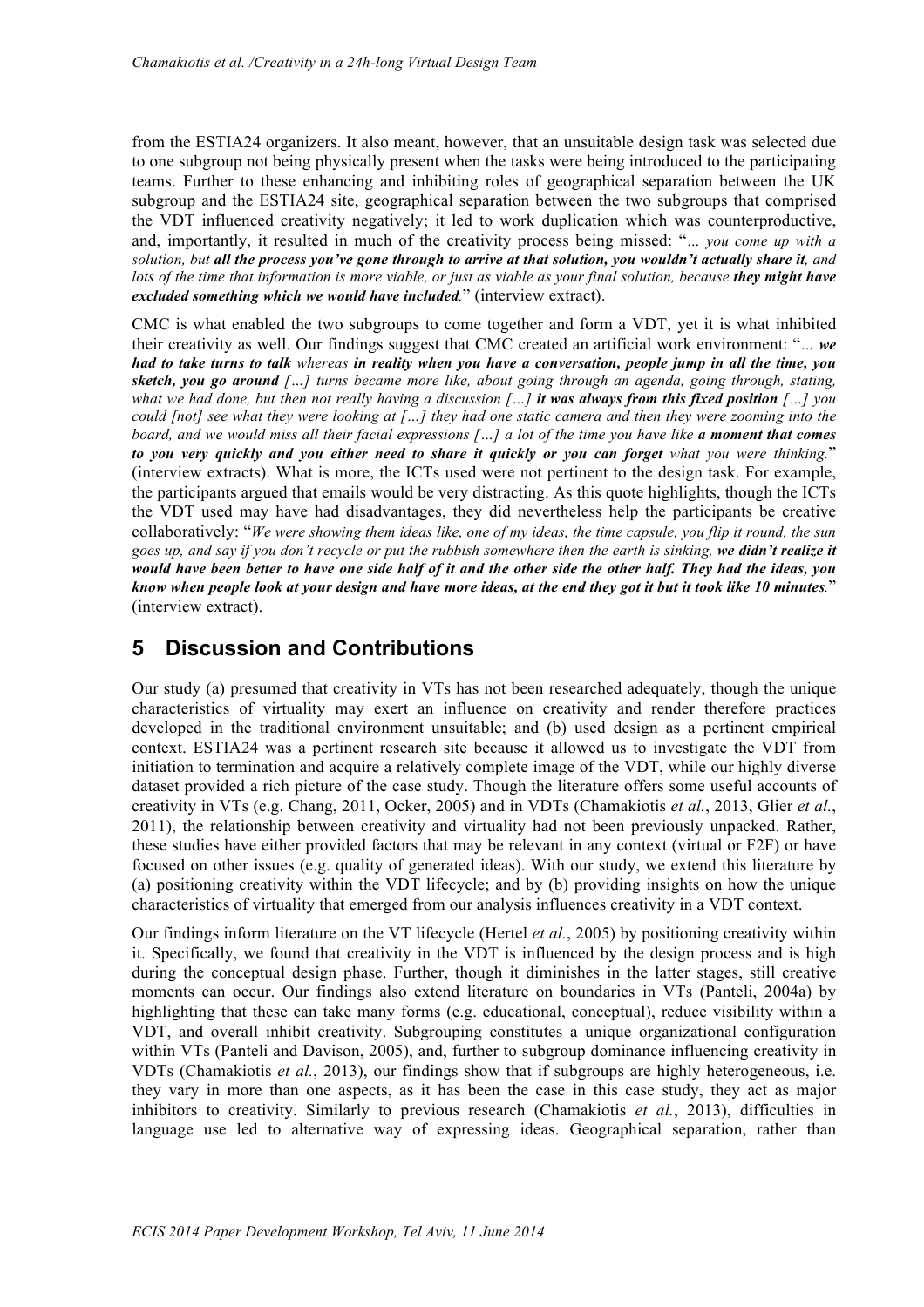from the ESTIA24 organizers. It also meant, however, that an unsuitable design task was selected due to one subgroup not being physically present when the tasks were being introduced to the participating teams. Further to these enhancing and inhibiting roles of geographical separation between the UK subgroup and the ESTIA24 site, geographical separation between the two subgroups that comprised the VDT influenced creativity negatively; it led to work duplication which was counterproductive, and, importantly, it resulted in much of the creativity process being missed: "*... you come up with a solution, but **all the process you've gone through to arrive at that solution, you wouldn't actually share it**, and lots of the time that information is more viable, or just as viable as your final solution, because **they might have excluded something which we would have included**.*" (interview extract).

CMC is what enabled the two subgroups to come together and form a VDT, yet it is what inhibited their creativity as well. Our findings suggest that CMC created an artificial work environment: "*... **we had to take turns to talk** whereas **in reality when you have a conversation, people jump in all the time, you sketch, you go around** […] turns became more like, about going through an agenda, going through, stating, what we had done, but then not really having a discussion […] **it was always from this fixed position** […] you could [not] see what they were looking at […] they had one static camera and then they were zooming into the board, and we would miss all their facial expressions […] a lot of the time you have like **a moment that comes to you very quickly and you either need to share it quickly or you can forget** what you were thinking.*" (interview extracts). What is more, the ICTs used were not pertinent to the design task. For example, the participants argued that emails would be very distracting. As this quote highlights, though the ICTs the VDT used may have had disadvantages, they did nevertheless help the participants be creative collaboratively: "*We were showing them ideas like, one of my ideas, the time capsule, you flip it round, the sun goes up, and say if you don't recycle or put the rubbish somewhere then the earth is sinking, **we didn't realize it would have been better to have one side half of it and the other side the other half. They had the ideas, you know when people look at your design and have more ideas, at the end they got it but it took like 10 minutes**.*" (interview extract).

## 5 Discussion and Contributions

Our study (a) presumed that creativity in VTs has not been researched adequately, though the unique characteristics of virtuality may exert an influence on creativity and render therefore practices developed in the traditional environment unsuitable; and (b) used design as a pertinent empirical context. ESTIA24 was a pertinent research site because it allowed us to investigate the VDT from initiation to termination and acquire a relatively complete image of the VDT, while our highly diverse dataset provided a rich picture of the case study. Though the literature offers some useful accounts of creativity in VTs (e.g. Chang, 2011, Ocker, 2005) and in VDTs (Chamakiotis *et al.*, 2013, Glier *et al.*, 2011), the relationship between creativity and virtuality had not been previously unpacked. Rather, these studies have either provided factors that may be relevant in any context (virtual or F2F) or have focused on other issues (e.g. quality of generated ideas). With our study, we extend this literature by (a) positioning creativity within the VDT lifecycle; and by (b) providing insights on how the unique characteristics of virtuality that emerged from our analysis influences creativity in a VDT context.

Our findings inform literature on the VT lifecycle (Hertel *et al.*, 2005) by positioning creativity within it. Specifically, we found that creativity in the VDT is influenced by the design process and is high during the conceptual design phase. Further, though it diminishes in the latter stages, still creative moments can occur. Our findings also extend literature on boundaries in VTs (Panteli, 2004a) by highlighting that these can take many forms (e.g. educational, conceptual), reduce visibility within a VDT, and overall inhibit creativity. Subgrouping constitutes a unique organizational configuration within VTs (Panteli and Davison, 2005), and, further to subgroup dominance influencing creativity in VDTs (Chamakiotis *et al.*, 2013), our findings show that if subgroups are highly heterogeneous, i.e. they vary in more than one aspects, as it has been the case in this case study, they act as major inhibitors to creativity. Similarly to previous research (Chamakiotis *et al.*, 2013), difficulties in language use led to alternative way of expressing ideas. Geographical separation, rather than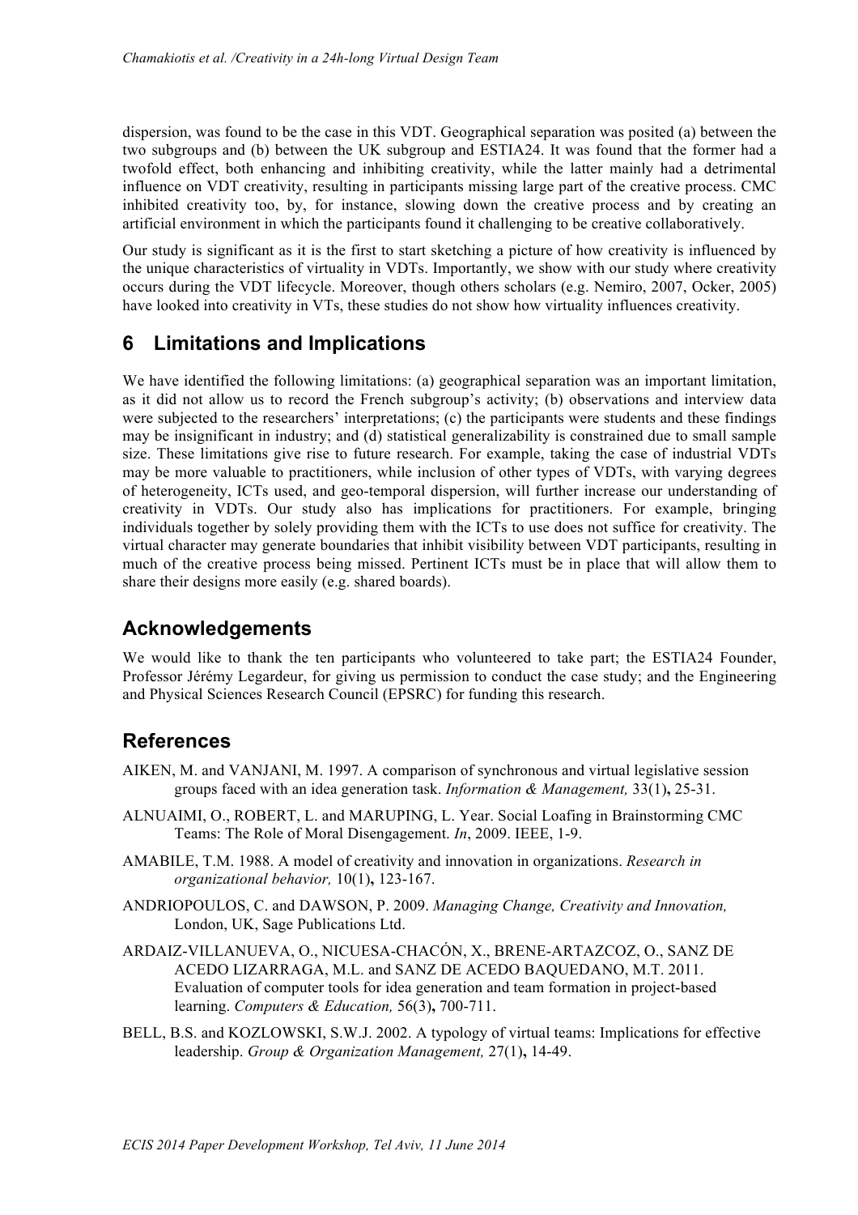dispersion, was found to be the case in this VDT. Geographical separation was posited (a) between the two subgroups and (b) between the UK subgroup and ESTIA24. It was found that the former had a twofold effect, both enhancing and inhibiting creativity, while the latter mainly had a detrimental influence on VDT creativity, resulting in participants missing large part of the creative process. CMC inhibited creativity too, by, for instance, slowing down the creative process and by creating an artificial environment in which the participants found it challenging to be creative collaboratively.

Our study is significant as it is the first to start sketching a picture of how creativity is influenced by the unique characteristics of virtuality in VDTs. Importantly, we show with our study where creativity occurs during the VDT lifecycle. Moreover, though others scholars (e.g. Nemiro, 2007, Ocker, 2005) have looked into creativity in VTs, these studies do not show how virtuality influences creativity.

## 6 Limitations and Implications

We have identified the following limitations: (a) geographical separation was an important limitation, as it did not allow us to record the French subgroup's activity; (b) observations and interview data were subjected to the researchers' interpretations; (c) the participants were students and these findings may be insignificant in industry; and (d) statistical generalizability is constrained due to small sample size. These limitations give rise to future research. For example, taking the case of industrial VDTs may be more valuable to practitioners, while inclusion of other types of VDTs, with varying degrees of heterogeneity, ICTs used, and geo-temporal dispersion, will further increase our understanding of creativity in VDTs. Our study also has implications for practitioners. For example, bringing individuals together by solely providing them with the ICTs to use does not suffice for creativity. The virtual character may generate boundaries that inhibit visibility between VDT participants, resulting in much of the creative process being missed. Pertinent ICTs must be in place that will allow them to share their designs more easily (e.g. shared boards).

## Acknowledgements

We would like to thank the ten participants who volunteered to take part; the ESTIA24 Founder, Professor Jérémy Legardeur, for giving us permission to conduct the case study; and the Engineering and Physical Sciences Research Council (EPSRC) for funding this research.

## References

AIKEN, M. and VANJANI, M. 1997. A comparison of synchronous and virtual legislative session groups faced with an idea generation task. *Information & Management,* 33(1)**,** 25-31.

ALNUAIMI, O., ROBERT, L. and MARUPING, L. Year. Social Loafing in Brainstorming CMC Teams: The Role of Moral Disengagement. *In*, 2009. IEEE, 1-9.

AMABILE, T.M. 1988. A model of creativity and innovation in organizations. *Research in organizational behavior,* 10(1)**,** 123-167.

ANDRIOPOULOS, C. and DAWSON, P. 2009. *Managing Change, Creativity and Innovation,* London, UK, Sage Publications Ltd.

ARDAIZ-VILLANUEVA, O., NICUESA-CHACÓN, X., BRENE-ARTAZCOZ, O., SANZ DE ACEDO LIZARRAGA, M.L. and SANZ DE ACEDO BAQUEDANO, M.T. 2011. Evaluation of computer tools for idea generation and team formation in project-based learning. *Computers & Education,* 56(3)**,** 700-711.

BELL, B.S. and KOZLOWSKI, S.W.J. 2002. A typology of virtual teams: Implications for effective leadership. *Group & Organization Management,* 27(1)**,** 14-49.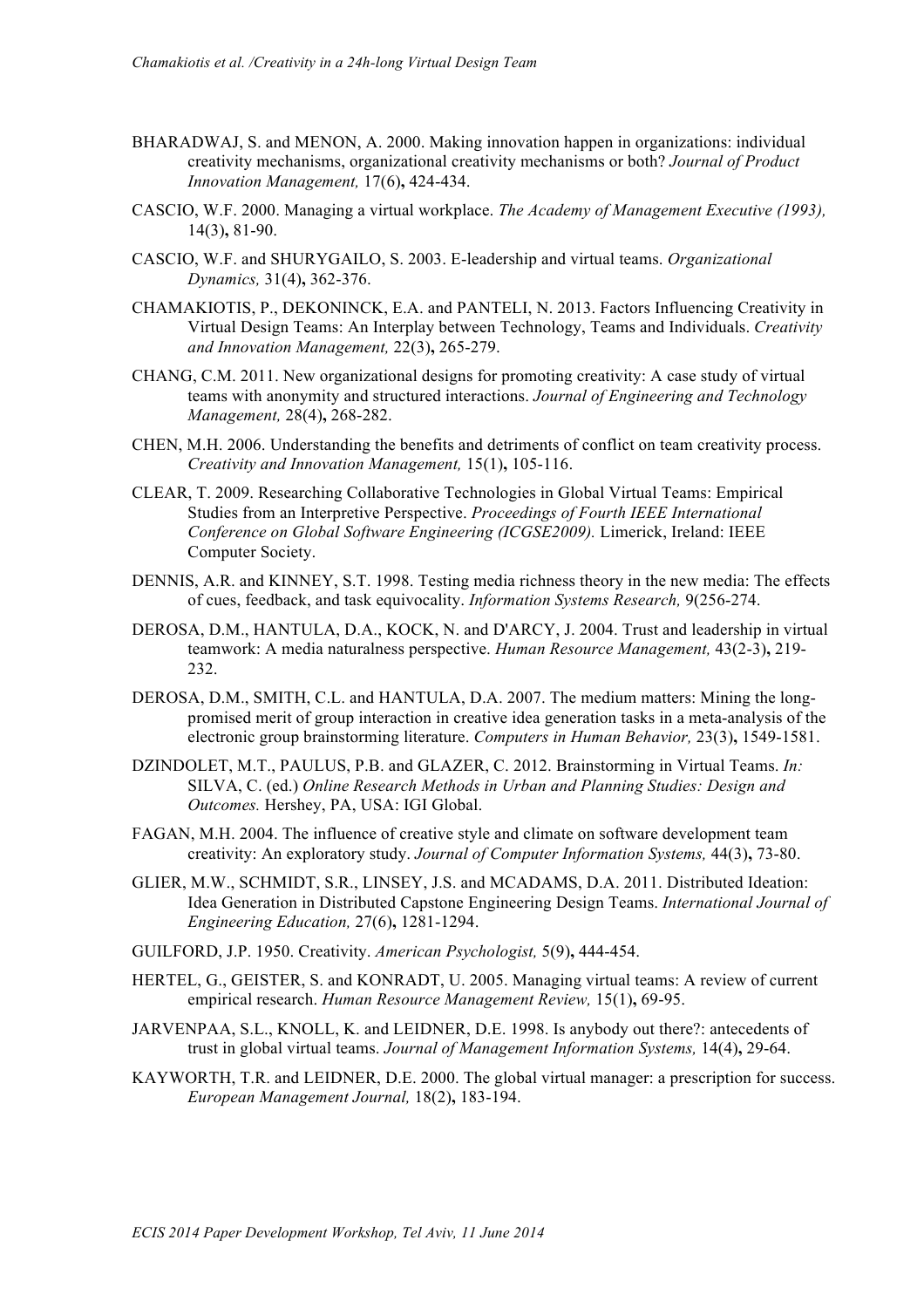BHARADWAJ, S. and MENON, A. 2000. Making innovation happen in organizations: individual creativity mechanisms, organizational creativity mechanisms or both? *Journal of Product Innovation Management,* 17(6)**,** 424-434.

CASCIO, W.F. 2000. Managing a virtual workplace. *The Academy of Management Executive (1993),* 14(3)**,** 81-90.

CASCIO, W.F. and SHURYGAILO, S. 2003. E-leadership and virtual teams. *Organizational Dynamics,* 31(4)**,** 362-376.

CHAMAKIOTIS, P., DEKONINCK, E.A. and PANTELI, N. 2013. Factors Influencing Creativity in Virtual Design Teams: An Interplay between Technology, Teams and Individuals. *Creativity and Innovation Management,* 22(3)**,** 265-279.

CHANG, C.M. 2011. New organizational designs for promoting creativity: A case study of virtual teams with anonymity and structured interactions. *Journal of Engineering and Technology Management,* 28(4)**,** 268-282.

CHEN, M.H. 2006. Understanding the benefits and detriments of conflict on team creativity process. *Creativity and Innovation Management,* 15(1)**,** 105-116.

CLEAR, T. 2009. Researching Collaborative Technologies in Global Virtual Teams: Empirical Studies from an Interpretive Perspective. *Proceedings of Fourth IEEE International Conference on Global Software Engineering (ICGSE2009).* Limerick, Ireland: IEEE Computer Society.

DENNIS, A.R. and KINNEY, S.T. 1998. Testing media richness theory in the new media: The effects of cues, feedback, and task equivocality. *Information Systems Research,* 9(256-274.

DEROSA, D.M., HANTULA, D.A., KOCK, N. and D'ARCY, J. 2004. Trust and leadership in virtual teamwork: A media naturalness perspective. *Human Resource Management,* 43(2-3)**,** 219-232.

DEROSA, D.M., SMITH, C.L. and HANTULA, D.A. 2007. The medium matters: Mining the long-promised merit of group interaction in creative idea generation tasks in a meta-analysis of the electronic group brainstorming literature. *Computers in Human Behavior,* 23(3)**,** 1549-1581.

DZINDOLET, M.T., PAULUS, P.B. and GLAZER, C. 2012. Brainstorming in Virtual Teams. *In:* SILVA, C. (ed.) *Online Research Methods in Urban and Planning Studies: Design and Outcomes.* Hershey, PA, USA: IGI Global.

FAGAN, M.H. 2004. The influence of creative style and climate on software development team creativity: An exploratory study. *Journal of Computer Information Systems,* 44(3)**,** 73-80.

GLIER, M.W., SCHMIDT, S.R., LINSEY, J.S. and MCADAMS, D.A. 2011. Distributed Ideation: Idea Generation in Distributed Capstone Engineering Design Teams. *International Journal of Engineering Education,* 27(6)**,** 1281-1294.

GUILFORD, J.P. 1950. Creativity. *American Psychologist,* 5(9)**,** 444-454.

HERTEL, G., GEISTER, S. and KONRADT, U. 2005. Managing virtual teams: A review of current empirical research. *Human Resource Management Review,* 15(1)**,** 69-95.

JARVENPAA, S.L., KNOLL, K. and LEIDNER, D.E. 1998. Is anybody out there?: antecedents of trust in global virtual teams. *Journal of Management Information Systems,* 14(4)**,** 29-64.

KAYWORTH, T.R. and LEIDNER, D.E. 2000. The global virtual manager: a prescription for success. *European Management Journal,* 18(2)**,** 183-194.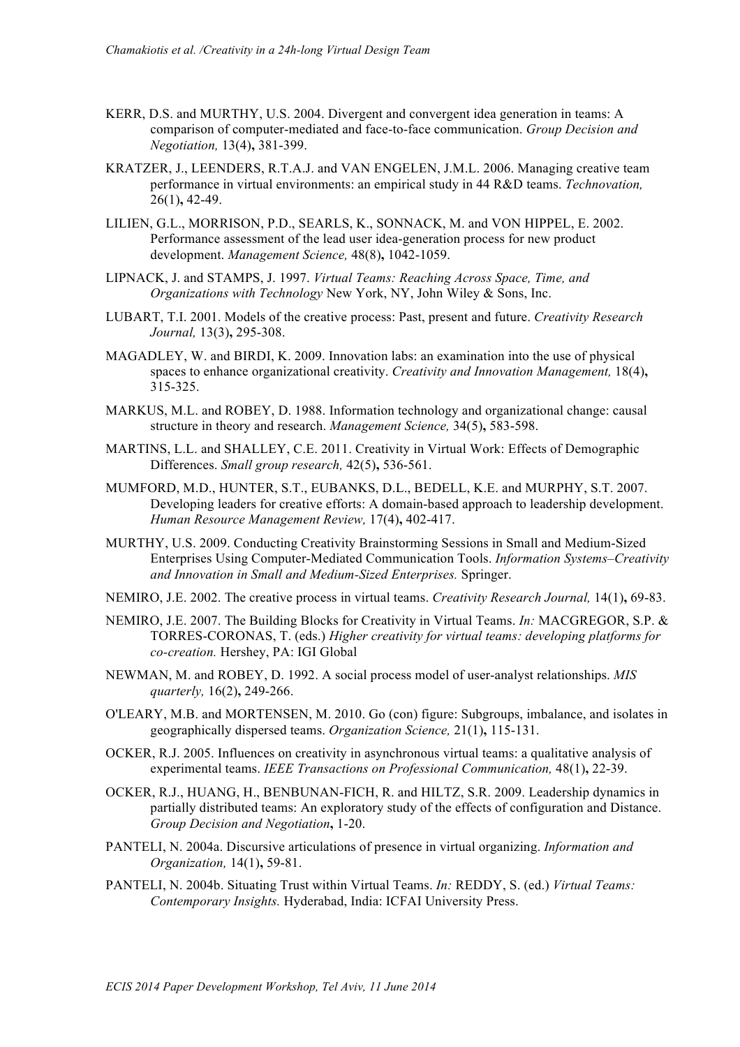KERR, D.S. and MURTHY, U.S. 2004. Divergent and convergent idea generation in teams: A comparison of computer-mediated and face-to-face communication. *Group Decision and Negotiation,* 13(4)**,** 381-399.

KRATZER, J., LEENDERS, R.T.A.J. and VAN ENGELEN, J.M.L. 2006. Managing creative team performance in virtual environments: an empirical study in 44 R&D teams. *Technovation,* 26(1)**,** 42-49.

LILIEN, G.L., MORRISON, P.D., SEARLS, K., SONNACK, M. and VON HIPPEL, E. 2002. Performance assessment of the lead user idea-generation process for new product development. *Management Science,* 48(8)**,** 1042-1059.

LIPNACK, J. and STAMPS, J. 1997. *Virtual Teams: Reaching Across Space, Time, and Organizations with Technology* New York, NY, John Wiley & Sons, Inc.

LUBART, T.I. 2001. Models of the creative process: Past, present and future. *Creativity Research Journal,* 13(3)**,** 295-308.

MAGADLEY, W. and BIRDI, K. 2009. Innovation labs: an examination into the use of physical spaces to enhance organizational creativity. *Creativity and Innovation Management,* 18(4)**,** 315-325.

MARKUS, M.L. and ROBEY, D. 1988. Information technology and organizational change: causal structure in theory and research. *Management Science,* 34(5)**,** 583-598.

MARTINS, L.L. and SHALLEY, C.E. 2011. Creativity in Virtual Work: Effects of Demographic Differences. *Small group research,* 42(5)**,** 536-561.

MUMFORD, M.D., HUNTER, S.T., EUBANKS, D.L., BEDELL, K.E. and MURPHY, S.T. 2007. Developing leaders for creative efforts: A domain-based approach to leadership development. *Human Resource Management Review,* 17(4)**,** 402-417.

MURTHY, U.S. 2009. Conducting Creativity Brainstorming Sessions in Small and Medium-Sized Enterprises Using Computer-Mediated Communication Tools. *Information Systems–Creativity and Innovation in Small and Medium-Sized Enterprises.* Springer.

NEMIRO, J.E. 2002. The creative process in virtual teams. *Creativity Research Journal,* 14(1)**,** 69-83.

NEMIRO, J.E. 2007. The Building Blocks for Creativity in Virtual Teams. *In:* MACGREGOR, S.P. & TORRES-CORONAS, T. (eds.) *Higher creativity for virtual teams: developing platforms for co-creation.* Hershey, PA: IGI Global

NEWMAN, M. and ROBEY, D. 1992. A social process model of user-analyst relationships. *MIS quarterly,* 16(2)**,** 249-266.

O'LEARY, M.B. and MORTENSEN, M. 2010. Go (con) figure: Subgroups, imbalance, and isolates in geographically dispersed teams. *Organization Science,* 21(1)**,** 115-131.

OCKER, R.J. 2005. Influences on creativity in asynchronous virtual teams: a qualitative analysis of experimental teams. *IEEE Transactions on Professional Communication,* 48(1)**,** 22-39.

OCKER, R.J., HUANG, H., BENBUNAN-FICH, R. and HILTZ, S.R. 2009. Leadership dynamics in partially distributed teams: An exploratory study of the effects of configuration and Distance. *Group Decision and Negotiation***,** 1-20.

PANTELI, N. 2004a. Discursive articulations of presence in virtual organizing. *Information and Organization,* 14(1)**,** 59-81.

PANTELI, N. 2004b. Situating Trust within Virtual Teams. *In:* REDDY, S. (ed.) *Virtual Teams: Contemporary Insights.* Hyderabad, India: ICFAI University Press.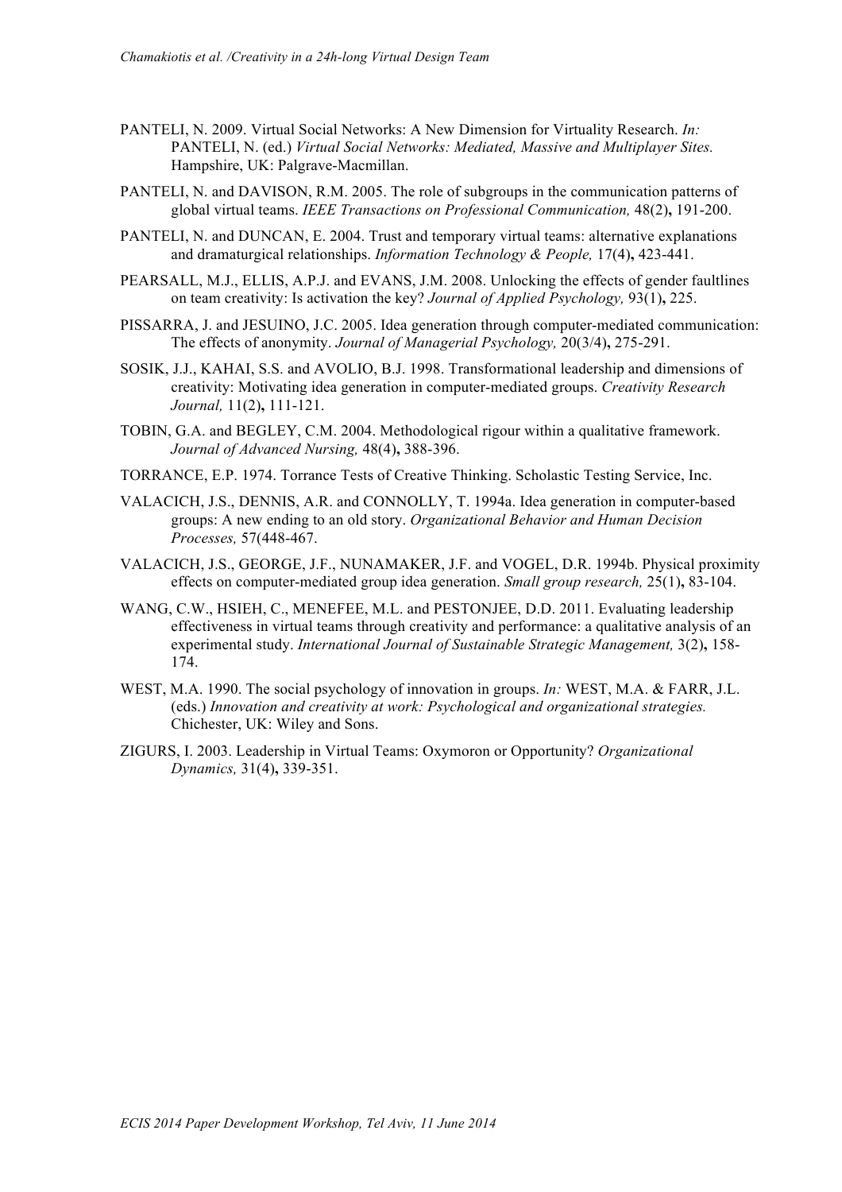PANTELI, N. 2009. Virtual Social Networks: A New Dimension for Virtuality Research. *In:* PANTELI, N. (ed.) *Virtual Social Networks: Mediated, Massive and Multiplayer Sites.* Hampshire, UK: Palgrave-Macmillan.

PANTELI, N. and DAVISON, R.M. 2005. The role of subgroups in the communication patterns of global virtual teams. *IEEE Transactions on Professional Communication,* 48(2)**,** 191-200.

PANTELI, N. and DUNCAN, E. 2004. Trust and temporary virtual teams: alternative explanations and dramaturgical relationships. *Information Technology & People,* 17(4)**,** 423-441.

PEARSALL, M.J., ELLIS, A.P.J. and EVANS, J.M. 2008. Unlocking the effects of gender faultlines on team creativity: Is activation the key? *Journal of Applied Psychology,* 93(1)**,** 225.

PISSARRA, J. and JESUINO, J.C. 2005. Idea generation through computer-mediated communication: The effects of anonymity. *Journal of Managerial Psychology,* 20(3/4)**,** 275-291.

SOSIK, J.J., KAHAI, S.S. and AVOLIO, B.J. 1998. Transformational leadership and dimensions of creativity: Motivating idea generation in computer-mediated groups. *Creativity Research Journal,* 11(2)**,** 111-121.

TOBIN, G.A. and BEGLEY, C.M. 2004. Methodological rigour within a qualitative framework. *Journal of Advanced Nursing,* 48(4)**,** 388-396.

TORRANCE, E.P. 1974. Torrance Tests of Creative Thinking. Scholastic Testing Service, Inc.

VALACICH, J.S., DENNIS, A.R. and CONNOLLY, T. 1994a. Idea generation in computer-based groups: A new ending to an old story. *Organizational Behavior and Human Decision Processes,* 57(448-467.

VALACICH, J.S., GEORGE, J.F., NUNAMAKER, J.F. and VOGEL, D.R. 1994b. Physical proximity effects on computer-mediated group idea generation. *Small group research,* 25(1)**,** 83-104.

WANG, C.W., HSIEH, C., MENEFEE, M.L. and PESTONJEE, D.D. 2011. Evaluating leadership effectiveness in virtual teams through creativity and performance: a qualitative analysis of an experimental study. *International Journal of Sustainable Strategic Management,* 3(2)**,** 158-174.

WEST, M.A. 1990. The social psychology of innovation in groups. *In:* WEST, M.A. & FARR, J.L. (eds.) *Innovation and creativity at work: Psychological and organizational strategies.* Chichester, UK: Wiley and Sons.

ZIGURS, I. 2003. Leadership in Virtual Teams: Oxymoron or Opportunity? *Organizational Dynamics,* 31(4)**,** 339-351.